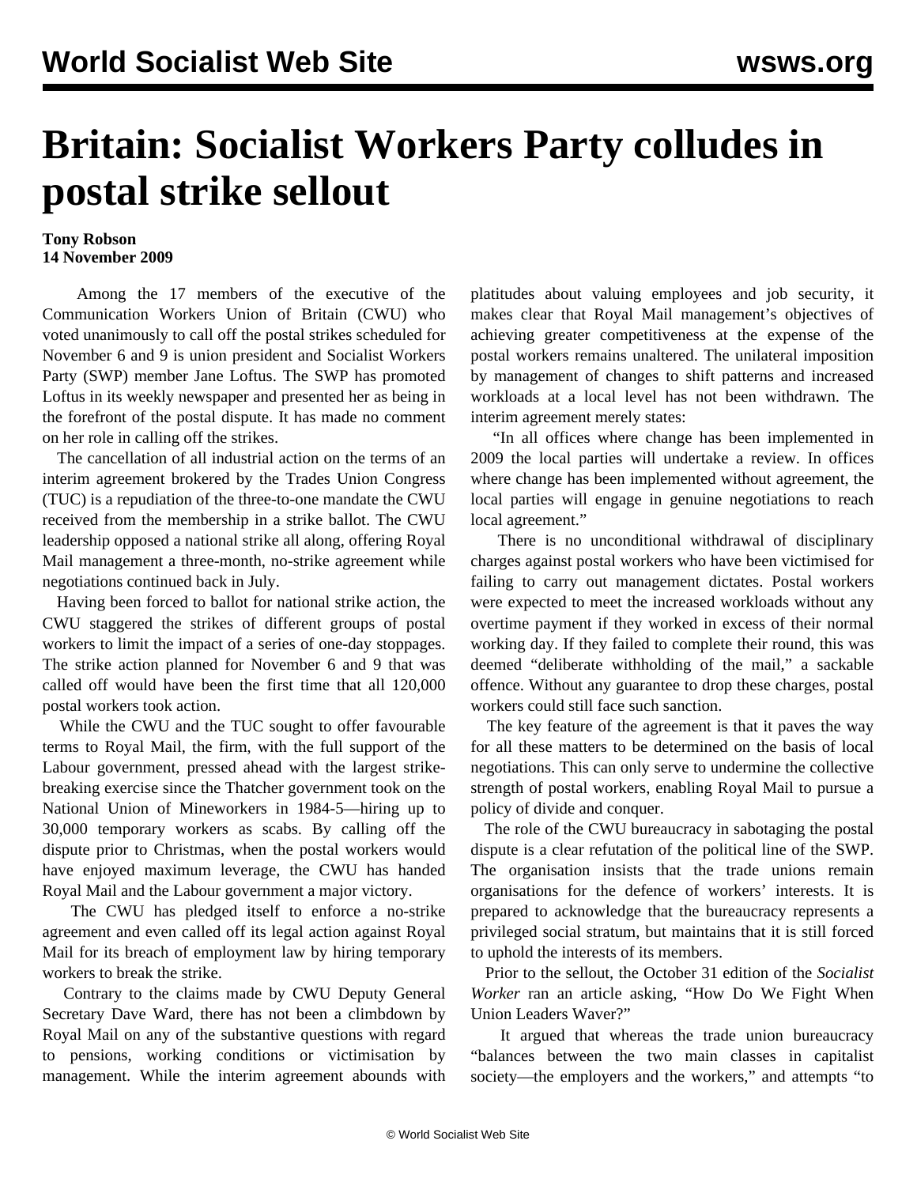# Britain: Socialist Workers Party colludes in postal strike sellout

**Tony Robson**
**14 November 2009**

Among the 17 members of the executive of the Communication Workers Union of Britain (CWU) who voted unanimously to call off the postal strikes scheduled for November 6 and 9 is union president and Socialist Workers Party (SWP) member Jane Loftus. The SWP has promoted Loftus in its weekly newspaper and presented her as being in the forefront of the postal dispute. It has made no comment on her role in calling off the strikes.

The cancellation of all industrial action on the terms of an interim agreement brokered by the Trades Union Congress (TUC) is a repudiation of the three-to-one mandate the CWU received from the membership in a strike ballot. The CWU leadership opposed a national strike all along, offering Royal Mail management a three-month, no-strike agreement while negotiations continued back in July.

Having been forced to ballot for national strike action, the CWU staggered the strikes of different groups of postal workers to limit the impact of a series of one-day stoppages. The strike action planned for November 6 and 9 that was called off would have been the first time that all 120,000 postal workers took action.

While the CWU and the TUC sought to offer favourable terms to Royal Mail, the firm, with the full support of the Labour government, pressed ahead with the largest strike-breaking exercise since the Thatcher government took on the National Union of Mineworkers in 1984-5—hiring up to 30,000 temporary workers as scabs. By calling off the dispute prior to Christmas, when the postal workers would have enjoyed maximum leverage, the CWU has handed Royal Mail and the Labour government a major victory.

The CWU has pledged itself to enforce a no-strike agreement and even called off its legal action against Royal Mail for its breach of employment law by hiring temporary workers to break the strike.

Contrary to the claims made by CWU Deputy General Secretary Dave Ward, there has not been a climbdown by Royal Mail on any of the substantive questions with regard to pensions, working conditions or victimisation by management. While the interim agreement abounds with platitudes about valuing employees and job security, it makes clear that Royal Mail management's objectives of achieving greater competitiveness at the expense of the postal workers remains unaltered. The unilateral imposition by management of changes to shift patterns and increased workloads at a local level has not been withdrawn. The interim agreement merely states:

"In all offices where change has been implemented in 2009 the local parties will undertake a review. In offices where change has been implemented without agreement, the local parties will engage in genuine negotiations to reach local agreement."

There is no unconditional withdrawal of disciplinary charges against postal workers who have been victimised for failing to carry out management dictates. Postal workers were expected to meet the increased workloads without any overtime payment if they worked in excess of their normal working day. If they failed to complete their round, this was deemed "deliberate withholding of the mail," a sackable offence. Without any guarantee to drop these charges, postal workers could still face such sanction.

The key feature of the agreement is that it paves the way for all these matters to be determined on the basis of local negotiations. This can only serve to undermine the collective strength of postal workers, enabling Royal Mail to pursue a policy of divide and conquer.

The role of the CWU bureaucracy in sabotaging the postal dispute is a clear refutation of the political line of the SWP. The organisation insists that the trade unions remain organisations for the defence of workers' interests. It is prepared to acknowledge that the bureaucracy represents a privileged social stratum, but maintains that it is still forced to uphold the interests of its members.

Prior to the sellout, the October 31 edition of the *Socialist Worker* ran an article asking, "How Do We Fight When Union Leaders Waver?"

It argued that whereas the trade union bureaucracy "balances between the two main classes in capitalist society—the employers and the workers," and attempts "to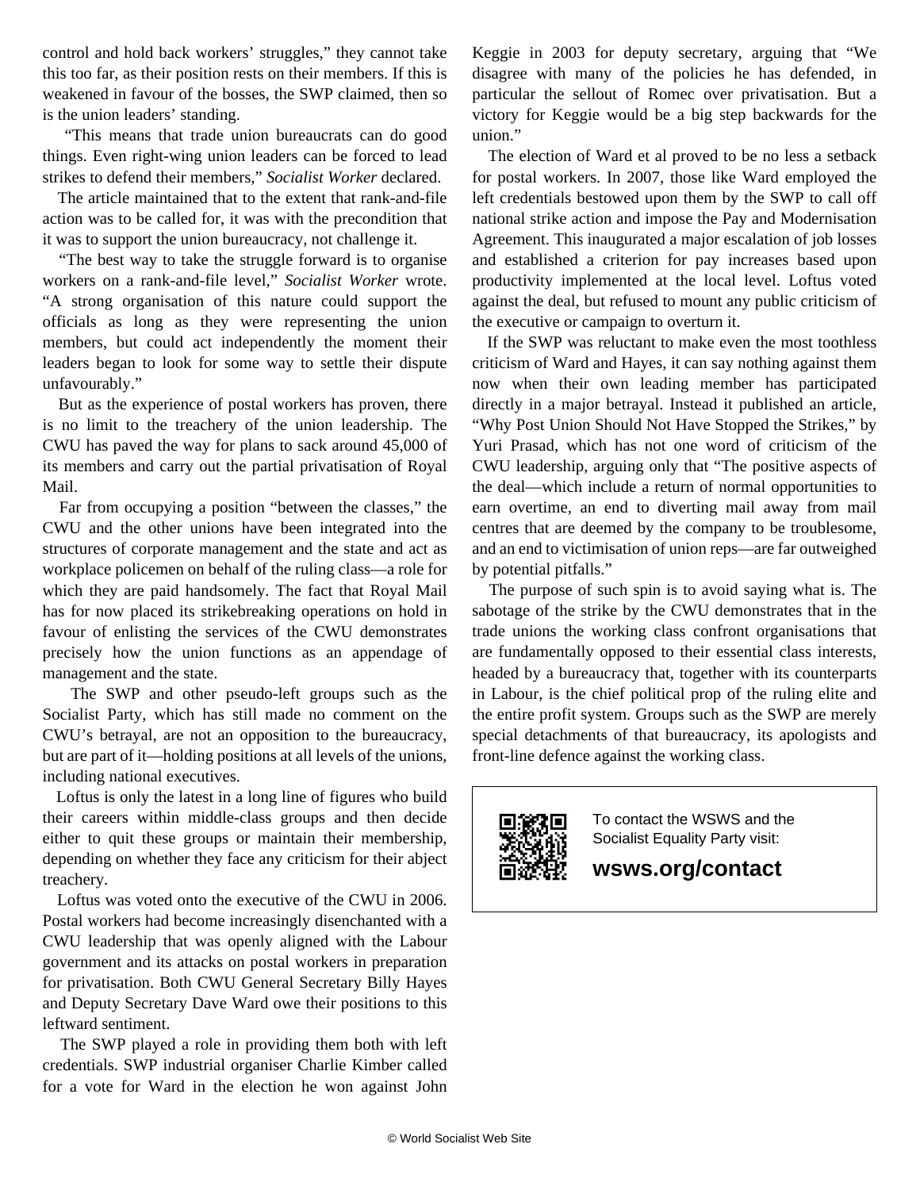control and hold back workers' struggles," they cannot take this too far, as their position rests on their members. If this is weakened in favour of the bosses, the SWP claimed, then so is the union leaders' standing.

"This means that trade union bureaucrats can do good things. Even right-wing union leaders can be forced to lead strikes to defend their members," *Socialist Worker* declared.

The article maintained that to the extent that rank-and-file action was to be called for, it was with the precondition that it was to support the union bureaucracy, not challenge it.

"The best way to take the struggle forward is to organise workers on a rank-and-file level," *Socialist Worker* wrote. "A strong organisation of this nature could support the officials as long as they were representing the union members, but could act independently the moment their leaders began to look for some way to settle their dispute unfavourably."

But as the experience of postal workers has proven, there is no limit to the treachery of the union leadership. The CWU has paved the way for plans to sack around 45,000 of its members and carry out the partial privatisation of Royal Mail.

Far from occupying a position "between the classes," the CWU and the other unions have been integrated into the structures of corporate management and the state and act as workplace policemen on behalf of the ruling class—a role for which they are paid handsomely. The fact that Royal Mail has for now placed its strikebreaking operations on hold in favour of enlisting the services of the CWU demonstrates precisely how the union functions as an appendage of management and the state.

The SWP and other pseudo-left groups such as the Socialist Party, which has still made no comment on the CWU's betrayal, are not an opposition to the bureaucracy, but are part of it—holding positions at all levels of the unions, including national executives.

Loftus is only the latest in a long line of figures who build their careers within middle-class groups and then decide either to quit these groups or maintain their membership, depending on whether they face any criticism for their abject treachery.

Loftus was voted onto the executive of the CWU in 2006. Postal workers had become increasingly disenchanted with a CWU leadership that was openly aligned with the Labour government and its attacks on postal workers in preparation for privatisation. Both CWU General Secretary Billy Hayes and Deputy Secretary Dave Ward owe their positions to this leftward sentiment.

The SWP played a role in providing them both with left credentials. SWP industrial organiser Charlie Kimber called for a vote for Ward in the election he won against John Keggie in 2003 for deputy secretary, arguing that "We disagree with many of the policies he has defended, in particular the sellout of Romec over privatisation. But a victory for Keggie would be a big step backwards for the union."

The election of Ward et al proved to be no less a setback for postal workers. In 2007, those like Ward employed the left credentials bestowed upon them by the SWP to call off national strike action and impose the Pay and Modernisation Agreement. This inaugurated a major escalation of job losses and established a criterion for pay increases based upon productivity implemented at the local level. Loftus voted against the deal, but refused to mount any public criticism of the executive or campaign to overturn it.

If the SWP was reluctant to make even the most toothless criticism of Ward and Hayes, it can say nothing against them now when their own leading member has participated directly in a major betrayal. Instead it published an article, "Why Post Union Should Not Have Stopped the Strikes," by Yuri Prasad, which has not one word of criticism of the CWU leadership, arguing only that "The positive aspects of the deal—which include a return of normal opportunities to earn overtime, an end to diverting mail away from mail centres that are deemed by the company to be troublesome, and an end to victimisation of union reps—are far outweighed by potential pitfalls."

The purpose of such spin is to avoid saying what is. The sabotage of the strike by the CWU demonstrates that in the trade unions the working class confront organisations that are fundamentally opposed to their essential class interests, headed by a bureaucracy that, together with its counterparts in Labour, is the chief political prop of the ruling elite and the entire profit system. Groups such as the SWP are merely special detachments of that bureaucracy, its apologists and front-line defence against the working class.

To contact the WSWS and the Socialist Equality Party visit:

**wsws.org/contact**